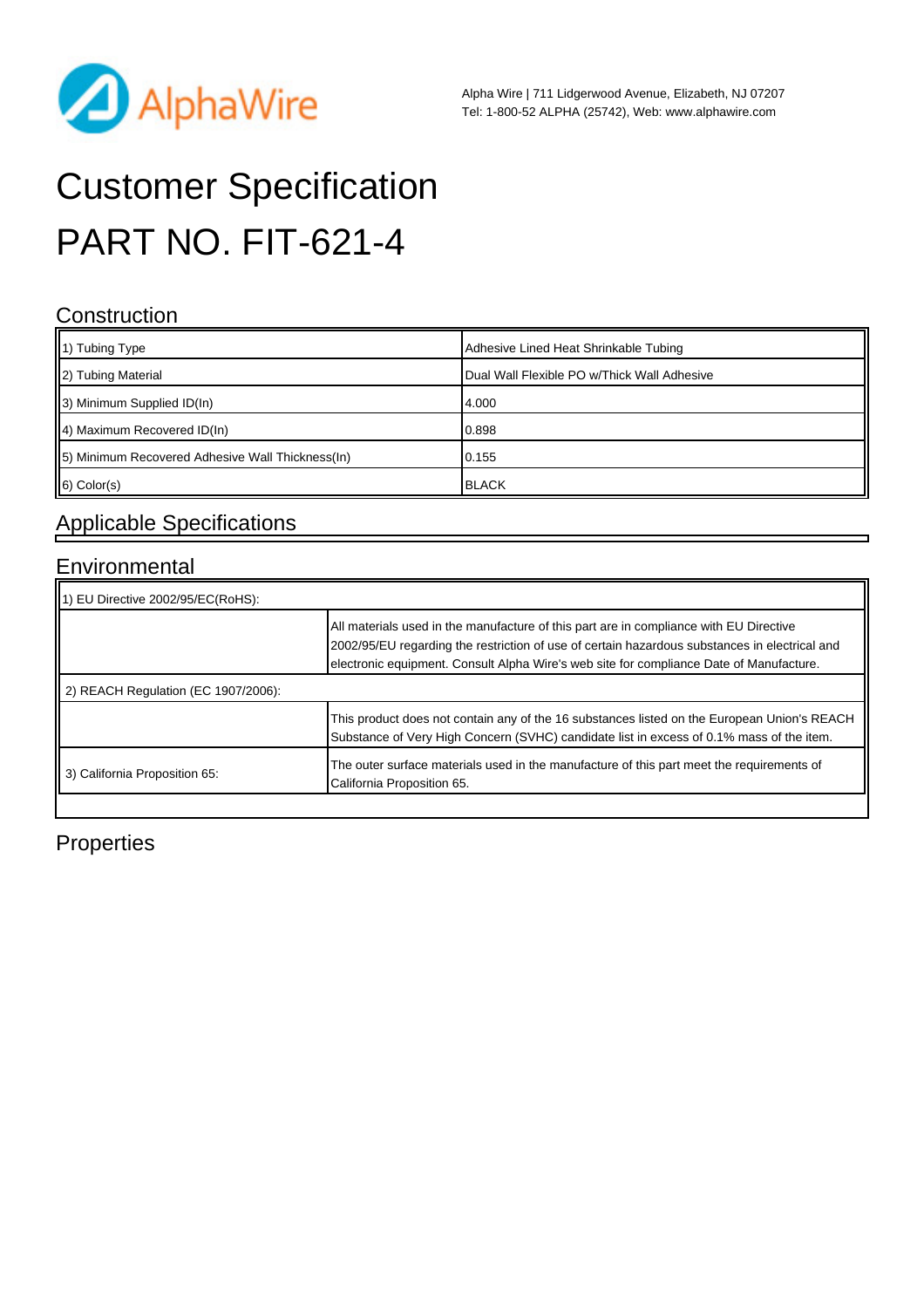AlphaWire

Alpha Wire | 711 Lidgerwood Avenue, Elizabeth, NJ 07207
Tel: 1-800-52 ALPHA (25742), Web: www.alphawire.com

# Customer Specification
# PART NO. FIT-621-4

## Construction

| | |
|---|---|
| 1) Tubing Type | Adhesive Lined Heat Shrinkable Tubing |
| 2) Tubing Material | Dual Wall Flexible PO w/Thick Wall Adhesive |
| 3) Minimum Supplied ID(In) | 4.000 |
| 4) Maximum Recovered ID(In) | 0.898 |
| 5) Minimum Recovered Adhesive Wall Thickness(In) | 0.155 |
| 6) Color(s) | BLACK |

## Applicable Specifications

## Environmental

| | |
|---|---|
| 1) EU Directive 2002/95/EC(RoHS): | |
| | All materials used in the manufacture of this part are in compliance with EU Directive 2002/95/EU regarding the restriction of use of certain hazardous substances in electrical and electronic equipment. Consult Alpha Wire's web site for compliance Date of Manufacture. |
| 2) REACH Regulation (EC 1907/2006): | |
| | This product does not contain any of the 16 substances listed on the European Union's REACH Substance of Very High Concern (SVHC) candidate list in excess of 0.1% mass of the item. |
| 3) California Proposition 65: | The outer surface materials used in the manufacture of this part meet the requirements of California Proposition 65. |

## Properties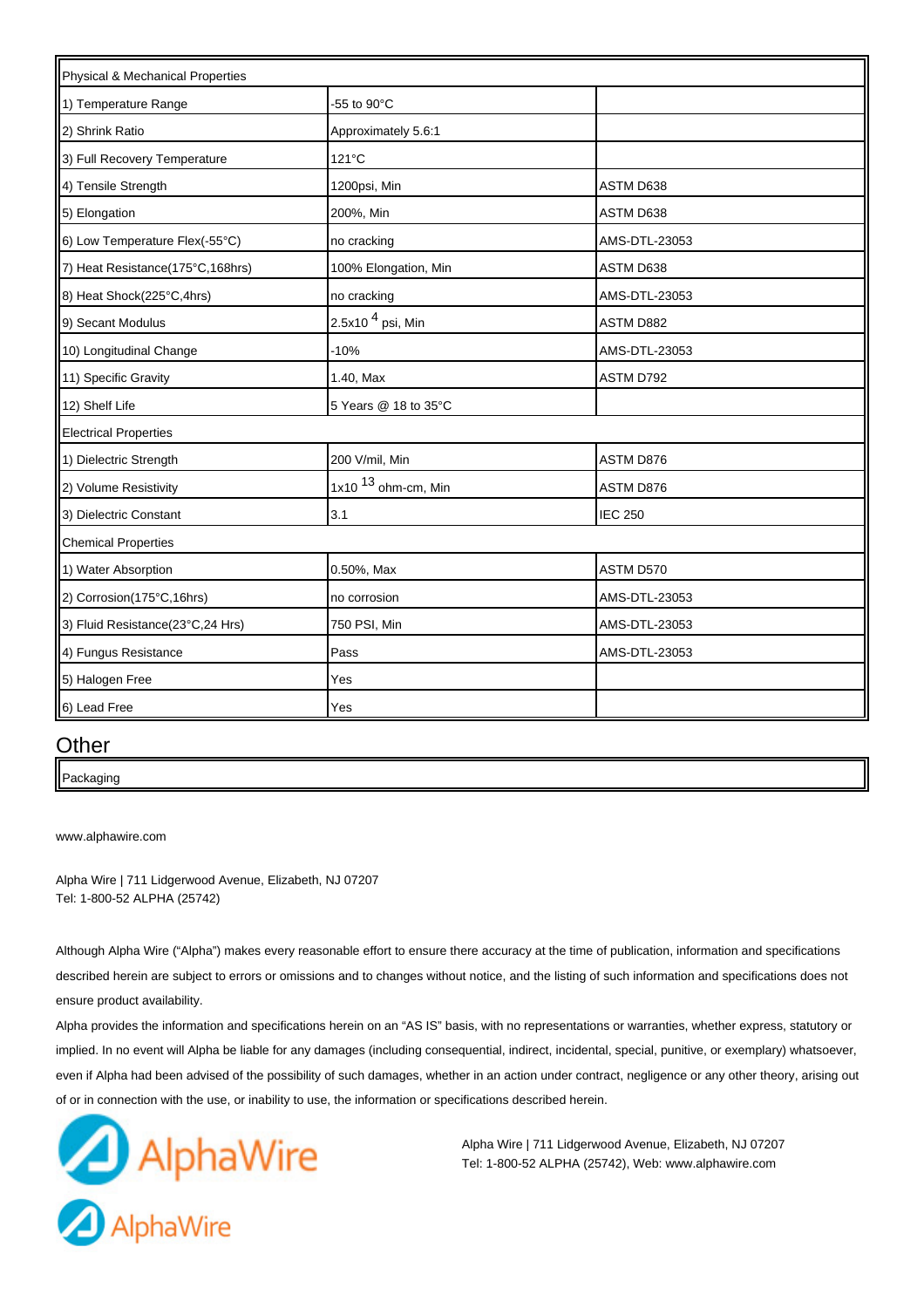| Physical & Mechanical Properties | | |
|---|---|---|
| 1) Temperature Range | -55 to 90°C | |
| 2) Shrink Ratio | Approximately 5.6:1 | |
| 3) Full Recovery Temperature | 121°C | |
| 4) Tensile Strength | 1200psi, Min | ASTM D638 |
| 5) Elongation | 200%, Min | ASTM D638 |
| 6) Low Temperature Flex(-55°C) | no cracking | AMS-DTL-23053 |
| 7) Heat Resistance(175°C,168hrs) | 100% Elongation, Min | ASTM D638 |
| 8) Heat Shock(225°C,4hrs) | no cracking | AMS-DTL-23053 |
| 9) Secant Modulus | $2.5x10^{4}$ psi, Min | ASTM D882 |
| 10) Longitudinal Change | -10% | AMS-DTL-23053 |
| 11) Specific Gravity | 1.40, Max | ASTM D792 |
| 12) Shelf Life | 5 Years @ 18 to 35°C | |
| Electrical Properties | | |
| 1) Dielectric Strength | 200 V/mil, Min | ASTM D876 |
| 2) Volume Resistivity | $1x10^{13}$ ohm-cm, Min | ASTM D876 |
| 3) Dielectric Constant | 3.1 | IEC 250 |
| Chemical Properties | | |
| 1) Water Absorption | 0.50%, Max | ASTM D570 |
| 2) Corrosion(175°C,16hrs) | no corrosion | AMS-DTL-23053 |
| 3) Fluid Resistance(23°C,24 Hrs) | 750 PSI, Min | AMS-DTL-23053 |
| 4) Fungus Resistance | Pass | AMS-DTL-23053 |
| 5) Halogen Free | Yes | |
| 6) Lead Free | Yes | |

## Other

| Packaging |
|---|

www.alphawire.com

Alpha Wire | 711 Lidgerwood Avenue, Elizabeth, NJ 07207
Tel: 1-800-52 ALPHA (25742)

Although Alpha Wire ("Alpha") makes every reasonable effort to ensure there accuracy at the time of publication, information and specifications described herein are subject to errors or omissions and to changes without notice, and the listing of such information and specifications does not ensure product availability.

Alpha provides the information and specifications herein on an "AS IS" basis, with no representations or warranties, whether express, statutory or implied. In no event will Alpha be liable for any damages (including consequential, indirect, incidental, special, punitive, or exemplary) whatsoever, even if Alpha had been advised of the possibility of such damages, whether in an action under contract, negligence or any other theory, arising out of or in connection with the use, or inability to use, the information or specifications described herein.

AlphaWire

Alpha Wire | 711 Lidgerwood Avenue, Elizabeth, NJ 07207
Tel: 1-800-52 ALPHA (25742), Web: www.alphawire.com

AlphaWire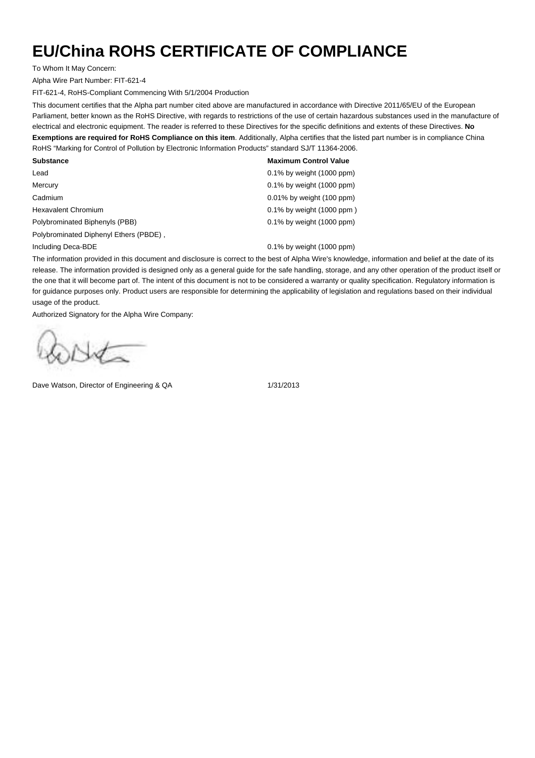# EU/China ROHS CERTIFICATE OF COMPLIANCE

To Whom It May Concern:

Alpha Wire Part Number: FIT-621-4

FIT-621-4, RoHS-Compliant Commencing With 5/1/2004 Production

This document certifies that the Alpha part number cited above are manufactured in accordance with Directive 2011/65/EU of the European Parliament, better known as the RoHS Directive, with regards to restrictions of the use of certain hazardous substances used in the manufacture of electrical and electronic equipment. The reader is referred to these Directives for the specific definitions and extents of these Directives. **No Exemptions are required for RoHS Compliance on this item**. Additionally, Alpha certifies that the listed part number is in compliance China RoHS "Marking for Control of Pollution by Electronic Information Products" standard SJ/T 11364-2006.

| Substance | Maximum Control Value |
|---|---|
| Lead | 0.1% by weight (1000 ppm) |
| Mercury | 0.1% by weight (1000 ppm) |
| Cadmium | 0.01% by weight (100 ppm) |
| Hexavalent Chromium | 0.1% by weight (1000 ppm ) |
| Polybrominated Biphenyls (PBB) | 0.1% by weight (1000 ppm) |
| Polybrominated Diphenyl Ethers (PBDE) , Including Deca-BDE | 0.1% by weight (1000 ppm) |

The information provided in this document and disclosure is correct to the best of Alpha Wire's knowledge, information and belief at the date of its release. The information provided is designed only as a general guide for the safe handling, storage, and any other operation of the product itself or the one that it will become part of. The intent of this document is not to be considered a warranty or quality specification. Regulatory information is for guidance purposes only. Product users are responsible for determining the applicability of legislation and regulations based on their individual usage of the product.

Authorized Signatory for the Alpha Wire Company:

Dave Watson, Director of Engineering & QA    1/31/2013